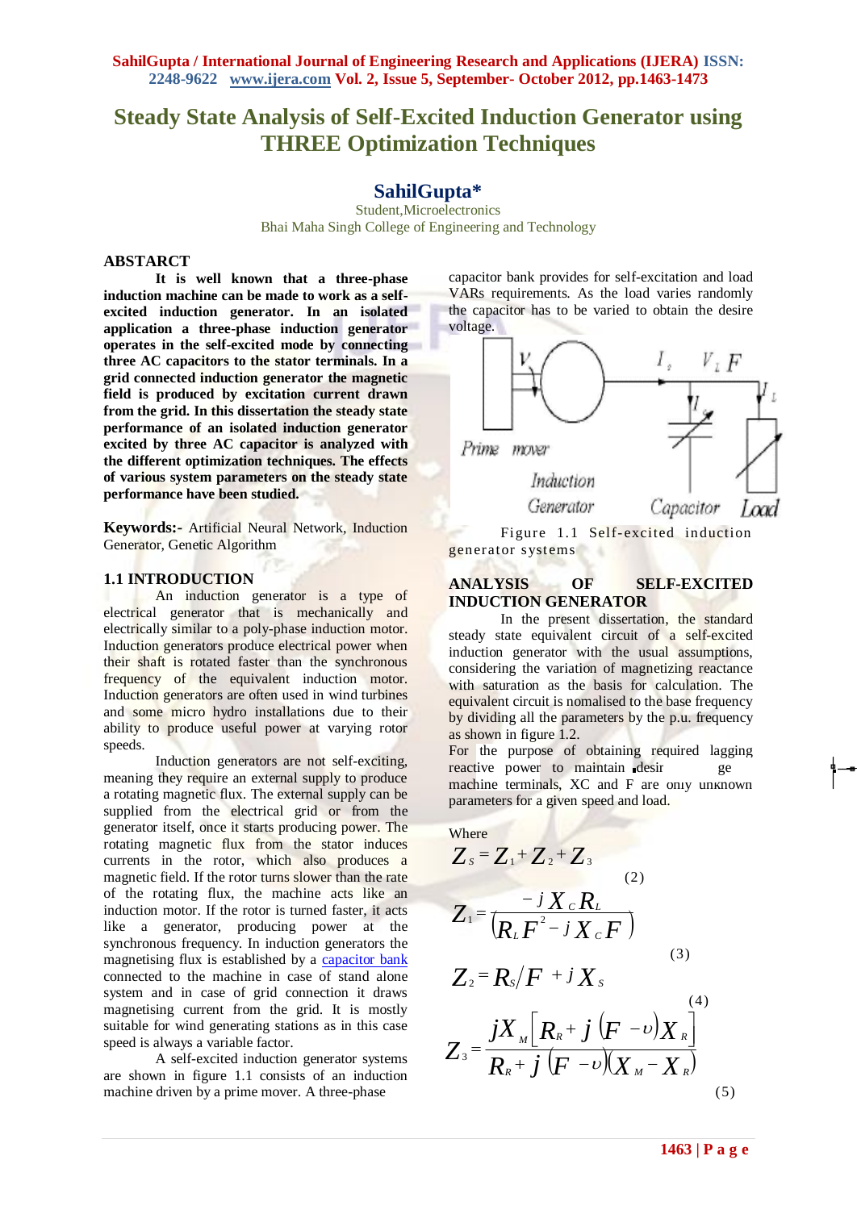# Steady State Analysis of Self-Excited Induction Generator using THREE Optimization Techniques

**SahilGupta***

Student,Microelectronics
Bhai Maha Singh College of Engineering and Technology

## ABSTRACT

**It is well known that a three-phase induction machine can be made to work as a self-excited induction generator. In an isolated application a three-phase induction generator operates in the self-excited mode by connecting three AC capacitors to the stator terminals. In a grid connected induction generator the magnetic field is produced by excitation current drawn from the grid. In this dissertation the steady state performance of an isolated induction generator excited by three AC capacitor is analyzed with the different optimization techniques. The effects of various system parameters on the steady state performance have been studied.**

**Keywords:-** Artificial Neural Network, Induction Generator, Genetic Algorithm

## 1.1 INTRODUCTION

An induction generator is a type of electrical generator that is mechanically and electrically similar to a poly-phase induction motor. Induction generators produce electrical power when their shaft is rotated faster than the synchronous frequency of the equivalent induction motor. Induction generators are often used in wind turbines and some micro hydro installations due to their ability to produce useful power at varying rotor speeds.

Induction generators are not self-exciting, meaning they require an external supply to produce a rotating magnetic flux. The external supply can be supplied from the electrical grid or from the generator itself, once it starts producing power. The rotating magnetic flux from the stator induces currents in the rotor, which also produces a magnetic field. If the rotor turns slower than the rate of the rotating flux, the machine acts like an induction motor. If the rotor is turned faster, it acts like a generator, producing power at the synchronous frequency. In induction generators the magnetising flux is established by a capacitor bank connected to the machine in case of stand alone system and in case of grid connection it draws magnetising current from the grid. It is mostly suitable for wind generating stations as in this case speed is always a variable factor.

A self-excited induction generator systems are shown in figure 1.1 consists of an induction machine driven by a prime mover. A three-phase capacitor bank provides for self-excitation and load VARs requirements. As the load varies randomly the capacitor has to be varied to obtain the desire voltage.

Figure 1.1 Self-excited induction generator systems

## ANALYSIS OF SELF-EXCITED INDUCTION GENERATOR

In the present dissertation, the standard steady state equivalent circuit of a self-excited induction generator with the usual assumptions, considering the variation of magnetizing reactance with saturation as the basis for calculation. The equivalent circuit is nomalised to the base frequency by dividing all the parameters by the p.u. frequency as shown in figure 1.2.

For the purpose of obtaining required lagging reactive power to maintain desir ge machine terminals, XC and F are only unknown parameters for a given speed and load.

Where

$$Z_S = Z_1 + Z_2 + Z_3 \tag{2}$$

$$Z_1 = \frac{-jX_C R_L}{\left(R_L F^2 - jX_C F\right)} \tag{3}$$

$$Z_2 = R_S / F + jX_S \tag{4}$$

$$Z_3 = \frac{jX_M\left[R_R + j\left(F - \upsilon\right)X_R\right]}{R_R + j\left(F - \upsilon\right)\left(X_M - X_R\right)} \tag{5}$$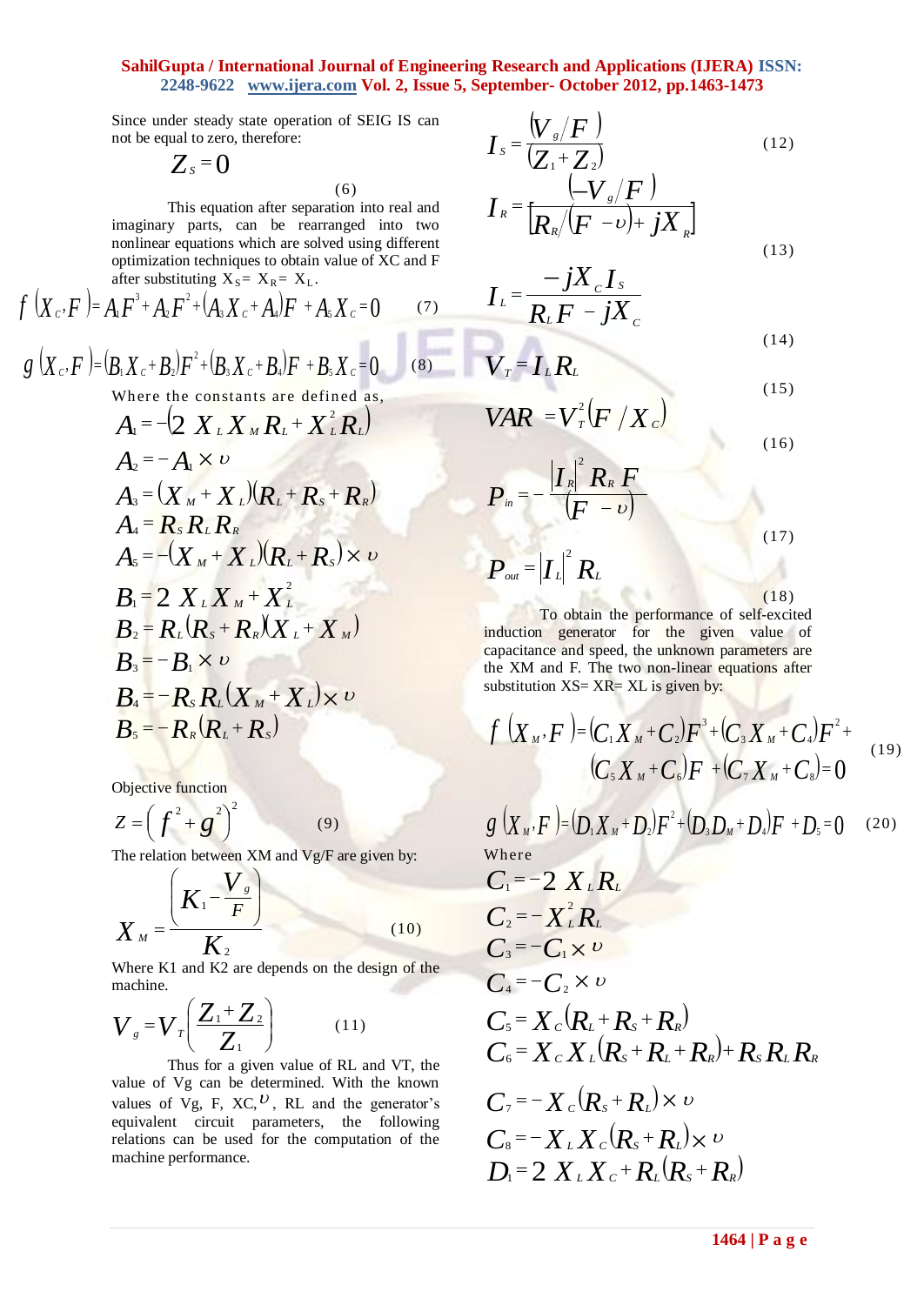Since under steady state operation of SEIG IS can not be equal to zero, therefore:

$$Z_S = 0 \quad (6)$$

This equation after separation into real and imaginary parts, can be rearranged into two nonlinear equations which are solved using different optimization techniques to obtain value of XC and F after substituting $X_S = X_R = X_L$.

$$f(X_C, F) = A_1 F^3 + A_2 F^2 + (A_3 X_C + A_4) F + A_5 X_C = 0 \quad (7)$$

$$g(X_C, F) = (B_1 X_C + B_2) F^2 + (B_3 X_C + B_4) F + B_5 X_C = 0 \quad (8)$$

Where the constants are defined as,

$$A_1 = -(2 X_L X_M R_L + X_L^2 R_L)$$

$$A_2 = -A_1 \times \upsilon$$

$$A_3 = (X_M + X_L)(R_L + R_S + R_R)$$

$$A_4 = R_S R_L R_R$$

$$A_5 = -(X_M + X_L)(R_L + R_S) \times \upsilon$$

$$B_1 = 2 X_L X_M + X_L^2$$

$$B_2 = R_L (R_S + R_R)(X_L + X_M)$$

$$B_3 = -B_1 \times \upsilon$$

$$B_4 = -R_S R_L (X_M + X_L) \times \upsilon$$

$$B_5 = -R_R (R_L + R_S)$$

Objective function

$$Z = \left(f^2 + g^2\right)^2 \quad (9)$$

The relation between XM and Vg/F are given by:

$$X_M = \frac{\left(K_1 - \frac{V_g}{F}\right)}{K_2} \quad (10)$$

Where K1 and K2 are depends on the design of the machine.

$$V_g = V_T \left(\frac{Z_1 + Z_2}{Z_1}\right) \quad (11)$$

Thus for a given value of RL and VT, the value of Vg can be determined. With the known values of Vg, F, XC, $\upsilon$, RL and the generator's equivalent circuit parameters, the following relations can be used for the computation of the machine performance.

$$I_S = \frac{(V_g / F)}{(Z_1 + Z_2)} \quad (12)$$

$$I_R = \frac{(-V_g / F)}{\left[R_R / (F - \upsilon) + jX_R\right]} \quad (13)$$

$$I_L = \frac{-jX_C I_S}{R_L F - jX_C} \quad (14)$$

$$V_T = I_L R_L \quad (15)$$

$$VAR = V_T^2 (F / X_C) \quad (16)$$

$$P_{in} = -\frac{|I_R|^2 R_R F}{(F - \upsilon)} \quad (17)$$

$$P_{out} = |I_L|^2 R_L \quad (18)$$

To obtain the performance of self-excited induction generator for the given value of capacitance and speed, the unknown parameters are the XM and F. The two non-linear equations after substitution XS= XR= XL is given by:

$$f(X_M, F) = (C_1 X_M + C_2) F^3 + (C_3 X_M + C_4) F^2 + (C_5 X_M + C_6) F + (C_7 X_M + C_8) = 0 \quad (19)$$

$$g(X_M, F) = (D_1 X_M + D_2) F^2 + (D_3 D_M + D_4) F + D_5 = 0 \quad (20)$$

Where

$$C_1 = -2 X_L R_L$$

$$C_2 = -X_L^2 R_L$$

$$C_3 = -C_1 \times \upsilon$$

$$C_4 = -C_2 \times \upsilon$$

$$C_5 = X_C (R_L + R_S + R_R)$$

$$C_6 = X_C X_L (R_S + R_L + R_R) + R_S R_L R_R$$

$$C_7 = -X_C (R_S + R_L) \times \upsilon$$

$$C_8 = -X_L X_C (R_S + R_L) \times \upsilon$$

$$D_1 = 2 X_L X_C + R_L (R_S + R_R)$$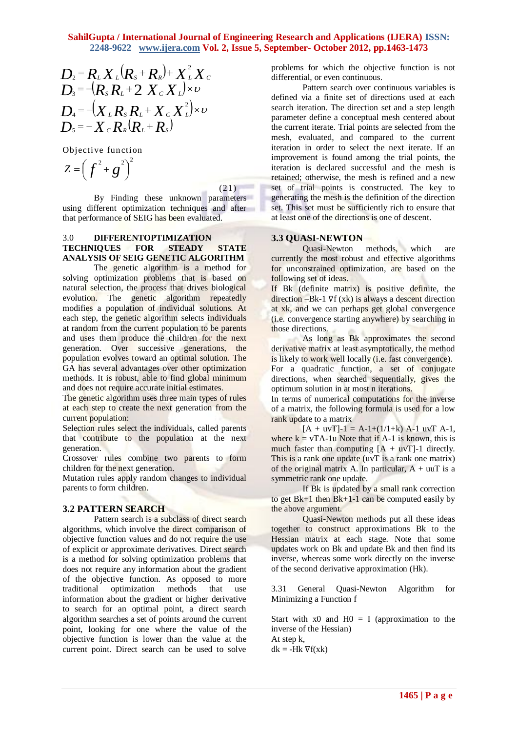$$D_2 = R_L X_L (R_S + R_R) + X_L^2 X_C$$
$$D_3 = -(R_S R_L + 2 X_C X_L) \times \upsilon$$
$$D_4 = -(X_L R_S R_L + X_C X_L^2) \times \upsilon$$
$$D_5 = -X_C R_R (R_L + R_S)$$

Objective function

$$Z = \left( f^2 + g^2 \right)^2 \quad (21)$$

By Finding these unknown parameters using different optimization techniques and after that performance of SEIG has been evaluated.

## 3.0 DIFFERENTOPTIMIZATION TECHNIQUES FOR STEADY STATE ANALYSIS OF SEIG GENETIC ALGORITHM

The genetic algorithm is a method for solving optimization problems that is based on natural selection, the process that drives biological evolution. The genetic algorithm repeatedly modifies a population of individual solutions. At each step, the genetic algorithm selects individuals at random from the current population to be parents and uses them produce the children for the next generation. Over successive generations, the population evolves toward an optimal solution. The GA has several advantages over other optimization methods. It is robust, able to find global minimum and does not require accurate initial estimates.

The genetic algorithm uses three main types of rules at each step to create the next generation from the current population:

Selection rules select the individuals, called parents that contribute to the population at the next generation.

Crossover rules combine two parents to form children for the next generation.

Mutation rules apply random changes to individual parents to form children.

## 3.2 PATTERN SEARCH

Pattern search is a subclass of direct search algorithms, which involve the direct comparison of objective function values and do not require the use of explicit or approximate derivatives. Direct search is a method for solving optimization problems that does not require any information about the gradient of the objective function. As opposed to more traditional optimization methods that use information about the gradient or higher derivative to search for an optimal point, a direct search algorithm searches a set of points around the current point, looking for one where the value of the objective function is lower than the value at the current point. Direct search can be used to solve problems for which the objective function is not differential, or even continuous.

Pattern search over continuous variables is defined via a finite set of directions used at each search iteration. The direction set and a step length parameter define a conceptual mesh centered about the current iterate. Trial points are selected from the mesh, evaluated, and compared to the current iteration in order to select the next iterate. If an improvement is found among the trial points, the iteration is declared successful and the mesh is retained; otherwise, the mesh is refined and a new set of trial points is constructed. The key to generating the mesh is the definition of the direction set. This set must be sufficiently rich to ensure that at least one of the directions is one of descent.

## 3.3 QUASI-NEWTON

Quasi-Newton methods, which are currently the most robust and effective algorithms for unconstrained optimization, are based on the following set of ideas.

If Bk (definite matrix) is positive definite, the direction –Bk-1 ∇f (xk) is always a descent direction at xk, and we can perhaps get global convergence (i.e. convergence starting anywhere) by searching in those directions.

As long as Bk approximates the second derivative matrix at least asymptotically, the method is likely to work well locally (i.e. fast convergence). For a quadratic function, a set of conjugate directions, when searched sequentially, gives the optimum solution in at most n iterations.

In terms of numerical computations for the inverse of a matrix, the following formula is used for a low rank update to a matrix

[A + uvT]-1 = A-1+(1/1+k) A-1 uvT A-1, where k = vTA-1u Note that if A-1 is known, this is much faster than computing [A + uvT]-1 directly. This is a rank one update (uvT is a rank one matrix) of the original matrix A. In particular, A + uuT is a symmetric rank one update.

If Bk is updated by a small rank correction to get Bk+1 then Bk+1-1 can be computed easily by the above argument.

Quasi-Newton methods put all these ideas together to construct approximations Bk to the Hessian matrix at each stage. Note that some updates work on Bk and update Bk and then find its inverse, whereas some work directly on the inverse of the second derivative approximation (Hk).

3.31 General Quasi-Newton Algorithm for Minimizing a Function f

Start with x0 and H0 = I (approximation to the inverse of the Hessian)

At step k,

dk = -Hk ∇f(xk)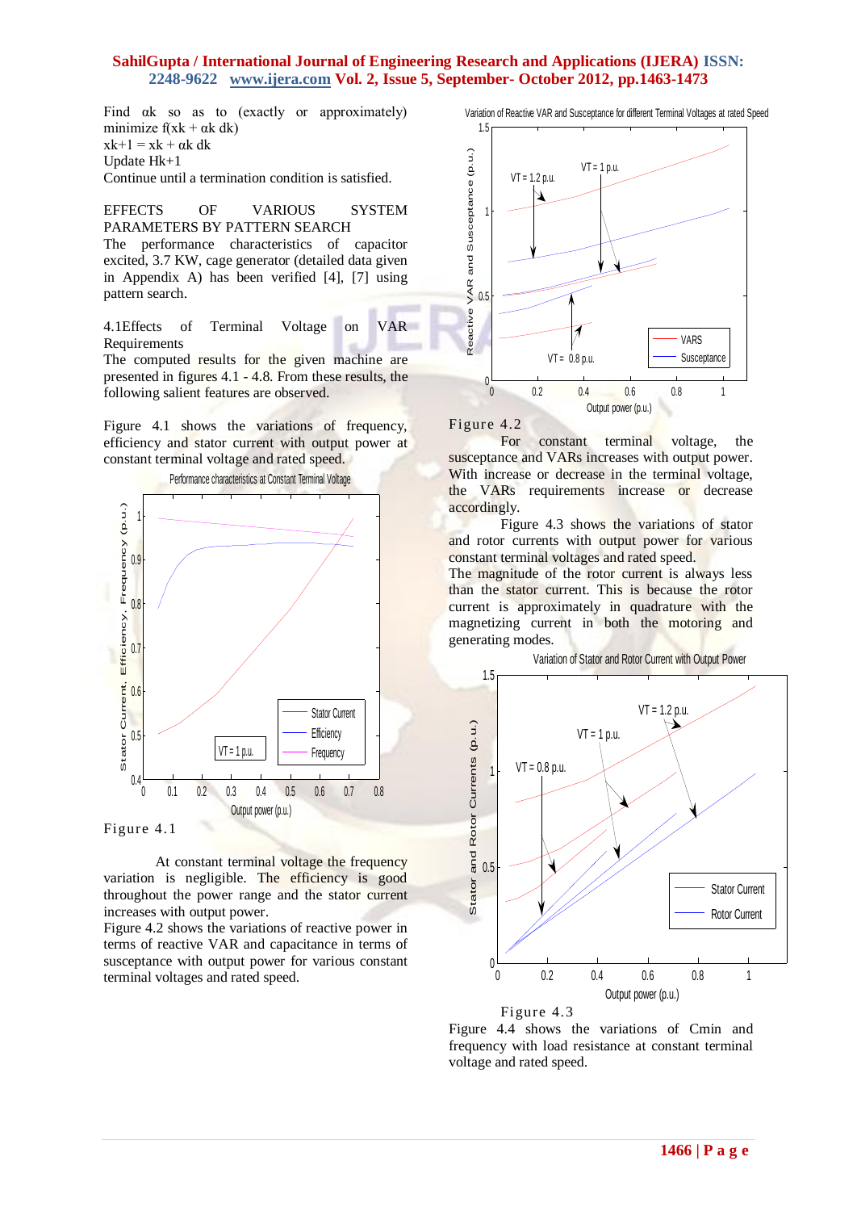Find $\alpha k$ so as to (exactly or approximately) minimize $f(xk + \alpha k\ dk)$

$xk+1 = xk + \alpha k\ dk$

Update $Hk+1$

Continue until a termination condition is satisfied.

## EFFECTS OF VARIOUS SYSTEM PARAMETERS BY PATTERN SEARCH

The performance characteristics of capacitor excited, 3.7 KW, cage generator (detailed data given in Appendix A) has been verified [4], [7] using pattern search.

### 4.1 Effects of Terminal Voltage on VAR Requirements

The computed results for the given machine are presented in figures 4.1 - 4.8. From these results, the following salient features are observed.

Figure 4.1 shows the variations of frequency, efficiency and stator current with output power at constant terminal voltage and rated speed.

Figure 4.1

At constant terminal voltage the frequency variation is negligible. The efficiency is good throughout the power range and the stator current increases with output power.

Figure 4.2 shows the variations of reactive power in terms of reactive VAR and capacitance in terms of susceptance with output power for various constant terminal voltages and rated speed.

Figure 4.2

For constant terminal voltage, the susceptance and VARs increases with output power. With increase or decrease in the terminal voltage, the VARs requirements increase or decrease accordingly.

Figure 4.3 shows the variations of stator and rotor currents with output power for various constant terminal voltages and rated speed.

The magnitude of the rotor current is always less than the stator current. This is because the rotor current is approximately in quadrature with the magnetizing current in both the motoring and generating modes.

Figure 4.3

Figure 4.4 shows the variations of Cmin and frequency with load resistance at constant terminal voltage and rated speed.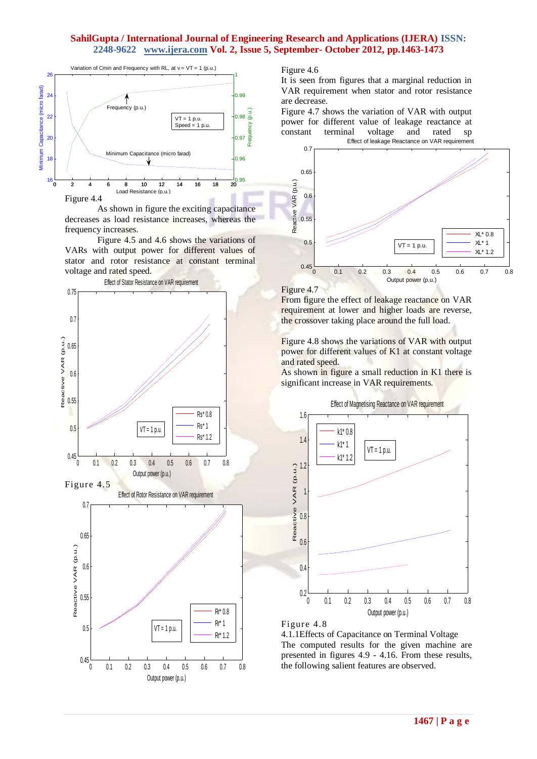Figure 4.4

As shown in figure the exciting capacitance decreases as load resistance increases, whereas the frequency increases.

Figure 4.5 and 4.6 shows the variations of VARs with output power for different values of stator and rotor resistance at constant terminal voltage and rated speed.

Figure 4.5

Figure 4.6

It is seen from figures that a marginal reduction in VAR requirement when stator and rotor resistance are decrease.

Figure 4.7 shows the variation of VAR with output power for different value of leakage reactance at constant terminal voltage and rated sp

Figure 4.7

From figure the effect of leakage reactance on VAR requirement at lower and higher loads are reverse, the crossover taking place around the full load.

Figure 4.8 shows the variations of VAR with output power for different values of K1 at constant voltage and rated speed.

As shown in figure a small reduction in K1 there is significant increase in VAR requirements.

Figure 4.8

4.1.1Effects of Capacitance on Terminal Voltage

The computed results for the given machine are presented in figures 4.9 - 4.16. From these results, the following salient features are observed.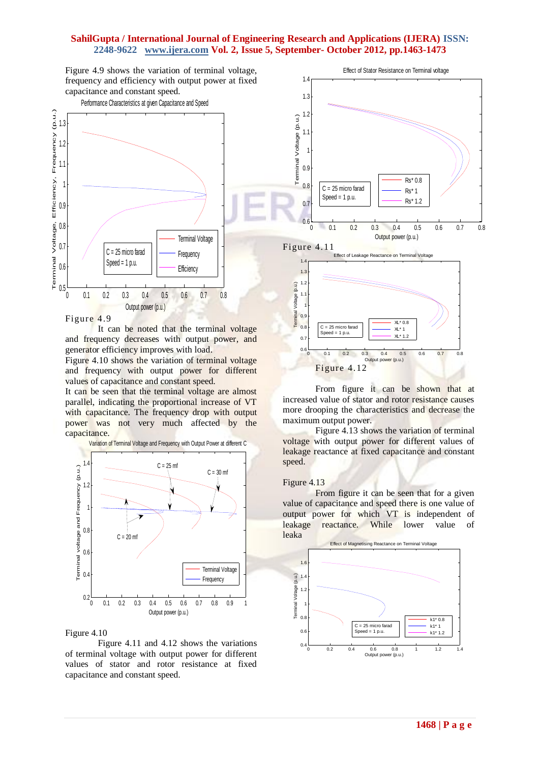Figure 4.9 shows the variation of terminal voltage, frequency and efficiency with output power at fixed capacitance and constant speed.

Figure 4.9

It can be noted that the terminal voltage and frequency decreases with output power, and generator efficiency improves with load.

Figure 4.10 shows the variation of terminal voltage and frequency with output power for different values of capacitance and constant speed.

It can be seen that the terminal voltage are almost parallel, indicating the proportional increase of VT with capacitance. The frequency drop with output power was not very much affected by the capacitance.

Figure 4.10

Figure 4.11 and 4.12 shows the variations of terminal voltage with output power for different values of stator and rotor resistance at fixed capacitance and constant speed.

Figure 4.11

Figure 4.12

From figure it can be shown that at increased value of stator and rotor resistance causes more drooping the characteristics and decrease the maximum output power.

Figure 4.13 shows the variation of terminal voltage with output power for different values of leakage reactance at fixed capacitance and constant speed.

Figure 4.13

From figure it can be seen that for a given value of capacitance and speed there is one value of output power for which VT is independent of leakage reactance. While lower value of leaka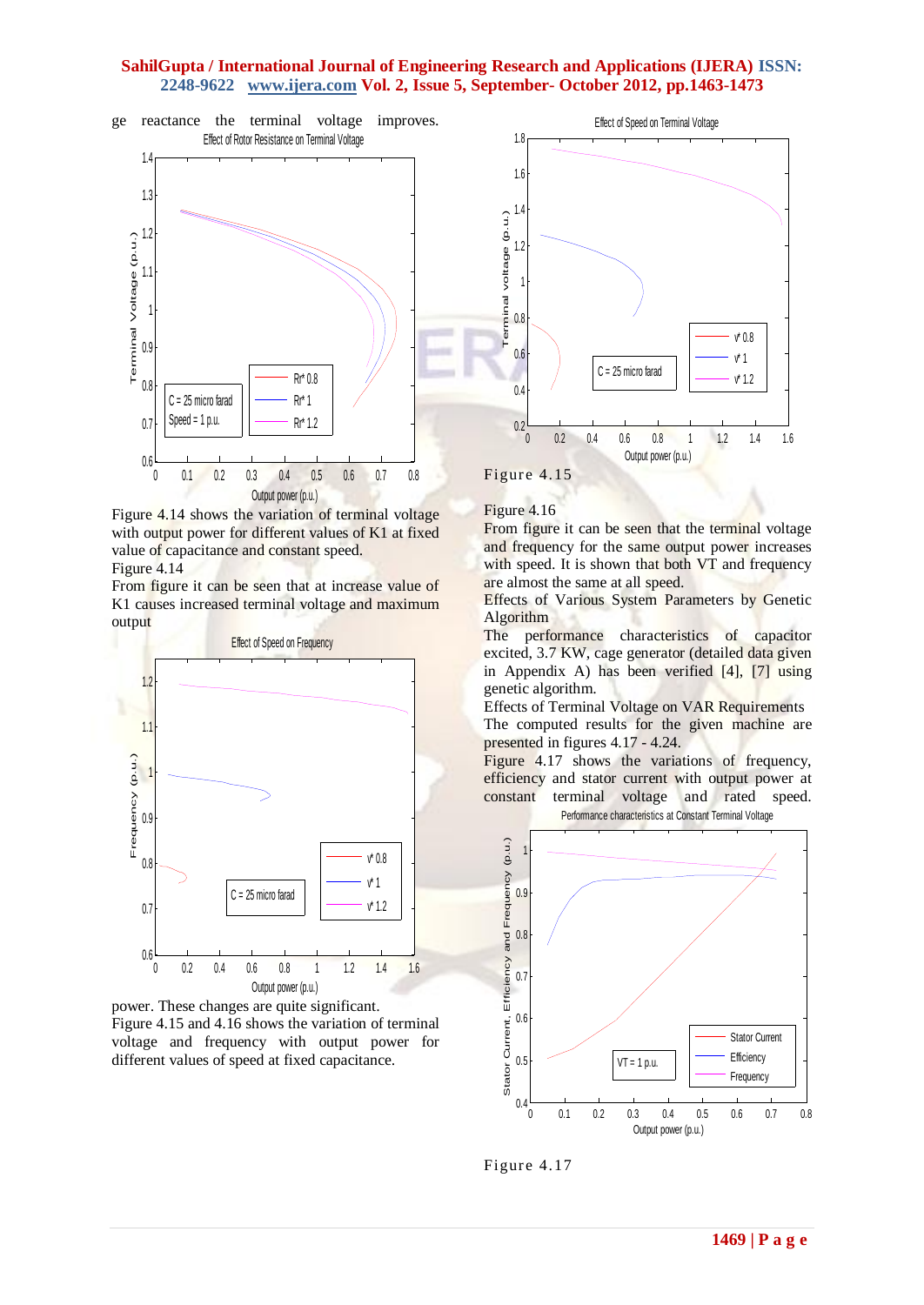ge reactance the terminal voltage improves.

Figure 4.14 shows the variation of terminal voltage with output power for different values of K1 at fixed value of capacitance and constant speed.

Figure 4.14

From figure it can be seen that at increase value of K1 causes increased terminal voltage and maximum output power. These changes are quite significant.

Figure 4.15 and 4.16 shows the variation of terminal voltage and frequency with output power for different values of speed at fixed capacitance.

Figure 4.15

Figure 4.16

From figure it can be seen that the terminal voltage and frequency for the same output power increases with speed. It is shown that both VT and frequency are almost the same at all speed.

Effects of Various System Parameters by Genetic Algorithm

The performance characteristics of capacitor excited, 3.7 KW, cage generator (detailed data given in Appendix A) has been verified [4], [7] using genetic algorithm.

Effects of Terminal Voltage on VAR Requirements

The computed results for the given machine are presented in figures 4.17 - 4.24.

Figure 4.17 shows the variations of frequency, efficiency and stator current with output power at constant terminal voltage and rated speed.

Figure 4.17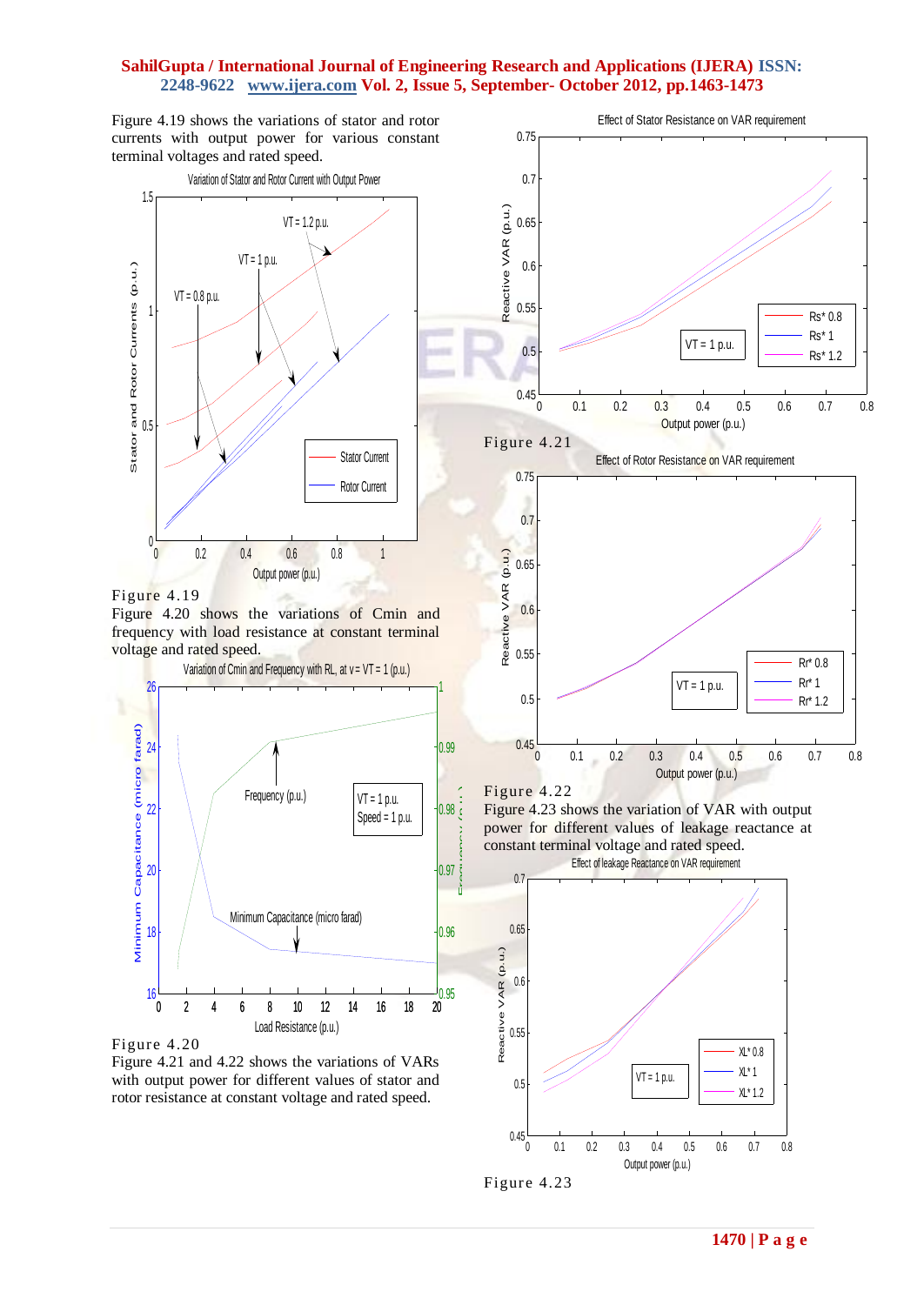Figure 4.19 shows the variations of stator and rotor currents with output power for various constant terminal voltages and rated speed.

Figure 4.19

Figure 4.20 shows the variations of Cmin and frequency with load resistance at constant terminal voltage and rated speed.

Figure 4.20

Figure 4.21 and 4.22 shows the variations of VARs with output power for different values of stator and rotor resistance at constant voltage and rated speed.

Figure 4.21

Figure 4.22

Figure 4.23 shows the variation of VAR with output power for different values of leakage reactance at constant terminal voltage and rated speed.

Figure 4.23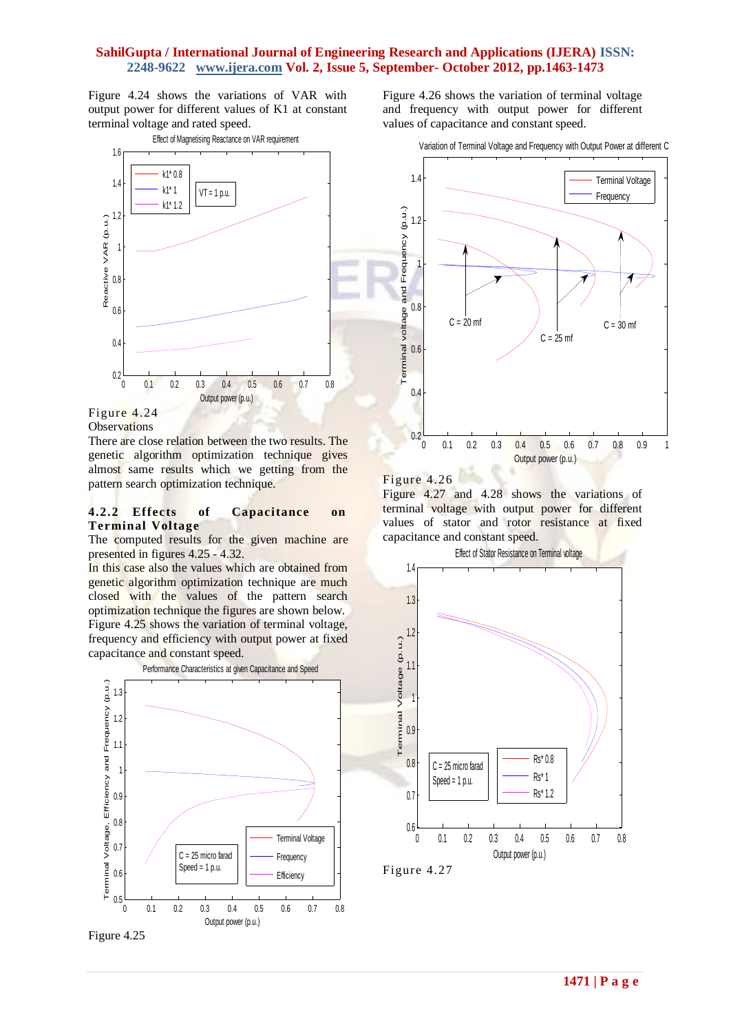Figure 4.24 shows the variations of VAR with output power for different values of K1 at constant terminal voltage and rated speed.

Figure 4.24

Observations

There are close relation between the two results. The genetic algorithm optimization technique gives almost same results which we getting from the pattern search optimization technique.

### 4.2.2 Effects of Capacitance on Terminal Voltage

The computed results for the given machine are presented in figures 4.25 - 4.32.

In this case also the values which are obtained from genetic algorithm optimization technique are much closed with the values of the pattern search optimization technique the figures are shown below.

Figure 4.25 shows the variation of terminal voltage, frequency and efficiency with output power at fixed capacitance and constant speed.

Figure 4.25

Figure 4.26 shows the variation of terminal voltage and frequency with output power for different values of capacitance and constant speed.

Figure 4.26

Figure 4.27 and 4.28 shows the variations of terminal voltage with output power for different values of stator and rotor resistance at fixed capacitance and constant speed.

Figure 4.27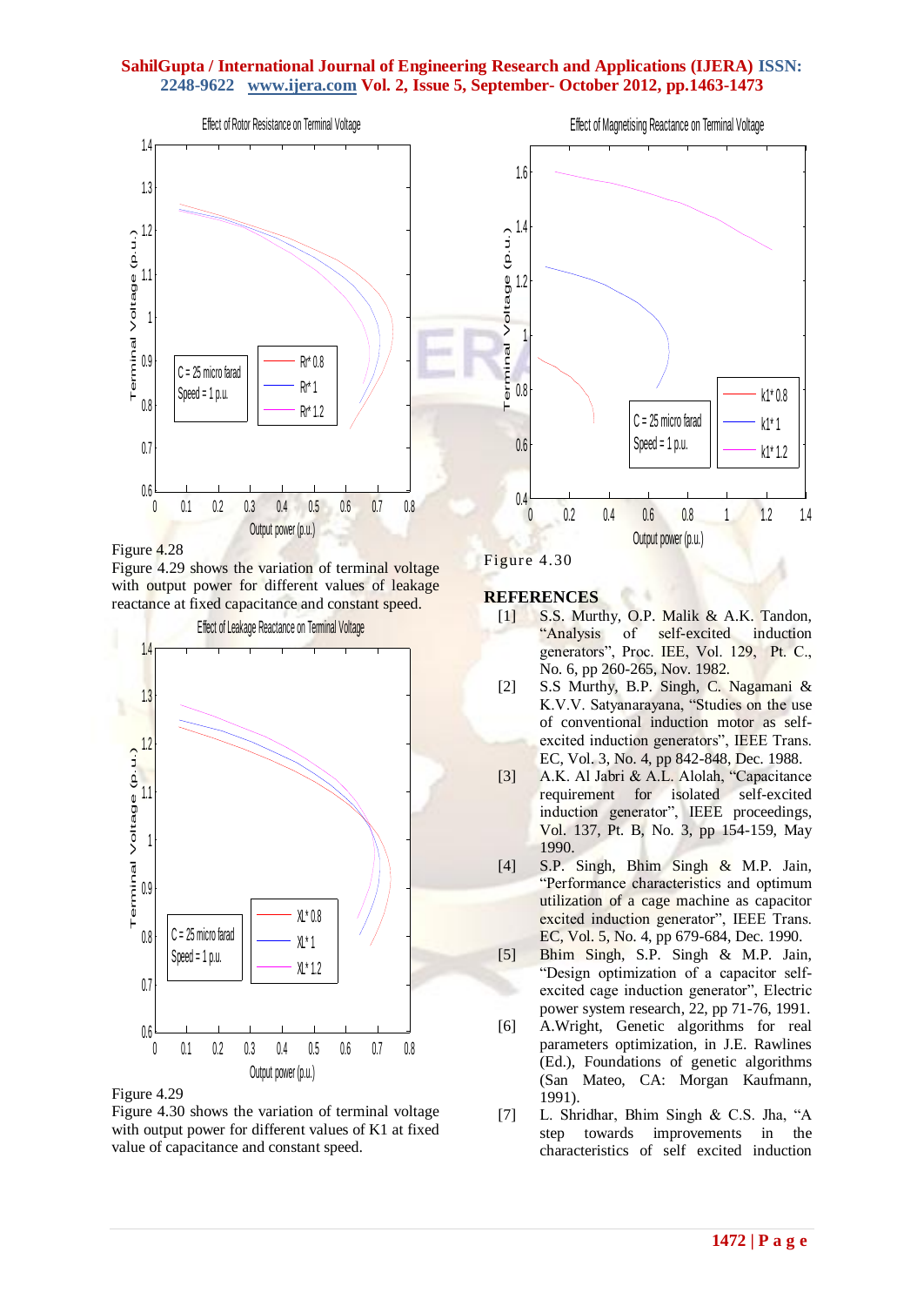Figure 4.28

Figure 4.29 shows the variation of terminal voltage with output power for different values of leakage reactance at fixed capacitance and constant speed.

Figure 4.29

Figure 4.30 shows the variation of terminal voltage with output power for different values of K1 at fixed value of capacitance and constant speed.

Figure 4.30

## REFERENCES

[1] S.S. Murthy, O.P. Malik & A.K. Tandon, "Analysis of self-excited induction generators", Proc. IEE, Vol. 129, Pt. C., No. 6, pp 260-265, Nov. 1982.

[2] S.S Murthy, B.P. Singh, C. Nagamani & K.V.V. Satyanarayana, "Studies on the use of conventional induction motor as self-excited induction generators", IEEE Trans. EC, Vol. 3, No. 4, pp 842-848, Dec. 1988.

[3] A.K. Al Jabri & A.L. Alolah, "Capacitance requirement for isolated self-excited induction generator", IEEE proceedings, Vol. 137, Pt. B, No. 3, pp 154-159, May 1990.

[4] S.P. Singh, Bhim Singh & M.P. Jain, "Performance characteristics and optimum utilization of a cage machine as capacitor excited induction generator", IEEE Trans. EC, Vol. 5, No. 4, pp 679-684, Dec. 1990.

[5] Bhim Singh, S.P. Singh & M.P. Jain, "Design optimization of a capacitor self-excited cage induction generator", Electric power system research, 22, pp 71-76, 1991.

[6] A.Wright, Genetic algorithms for real parameters optimization, in J.E. Rawlines (Ed.), Foundations of genetic algorithms (San Mateo, CA: Morgan Kaufmann, 1991).

[7] L. Shridhar, Bhim Singh & C.S. Jha, "A step towards improvements in the characteristics of self excited induction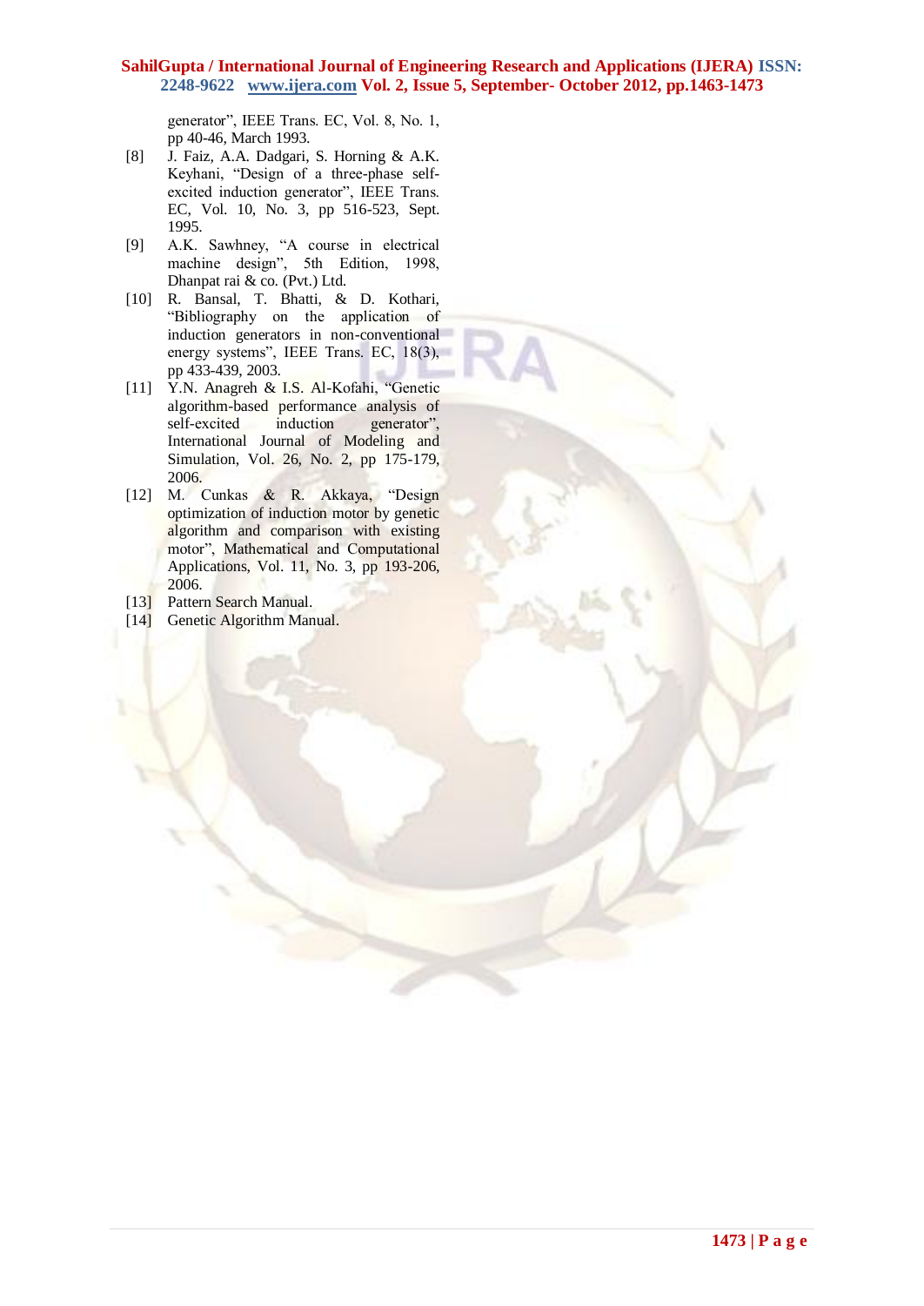generator", IEEE Trans. EC, Vol. 8, No. 1, pp 40-46, March 1993.

[8] J. Faiz, A.A. Dadgari, S. Horning & A.K. Keyhani, "Design of a three-phase self-excited induction generator", IEEE Trans. EC, Vol. 10, No. 3, pp 516-523, Sept. 1995.

[9] A.K. Sawhney, "A course in electrical machine design", 5th Edition, 1998, Dhanpat rai & co. (Pvt.) Ltd.

[10] R. Bansal, T. Bhatti, & D. Kothari, "Bibliography on the application of induction generators in non-conventional energy systems", IEEE Trans. EC, 18(3), pp 433-439, 2003.

[11] Y.N. Anagreh & I.S. Al-Kofahi, "Genetic algorithm-based performance analysis of self-excited induction generator", International Journal of Modeling and Simulation, Vol. 26, No. 2, pp 175-179, 2006.

[12] M. Cunkas & R. Akkaya, "Design optimization of induction motor by genetic algorithm and comparison with existing motor", Mathematical and Computational Applications, Vol. 11, No. 3, pp 193-206, 2006.

[13] Pattern Search Manual.

[14] Genetic Algorithm Manual.